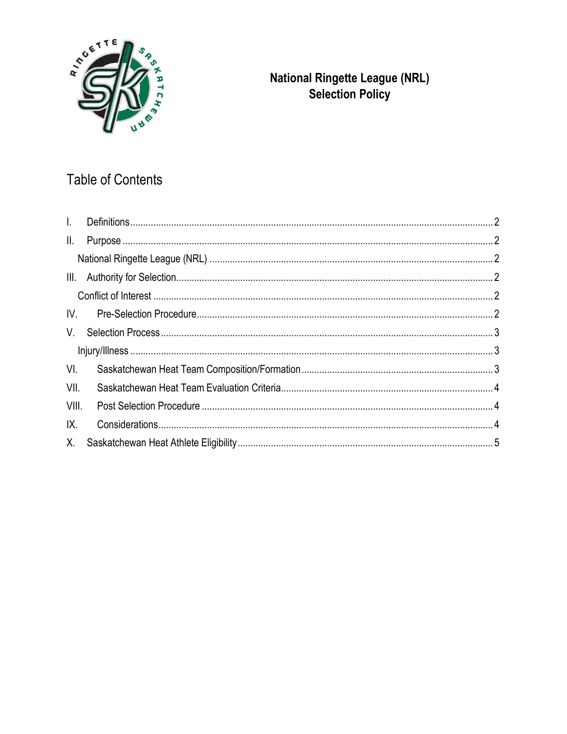# National Ringette League (NRL)
# Selection Policy

## Table of Contents

I. Definitions .......... 2
II. Purpose .......... 2
  National Ringette League (NRL) .......... 2
III. Authority for Selection .......... 2
  Conflict of Interest .......... 2
IV. Pre-Selection Procedure .......... 2
V. Selection Process .......... 3
  Injury/Illness .......... 3
VI. Saskatchewan Heat Team Composition/Formation .......... 3
VII. Saskatchewan Heat Team Evaluation Criteria .......... 4
VIII. Post Selection Procedure .......... 4
IX. Considerations .......... 4
X. Saskatchewan Heat Athlete Eligibility .......... 5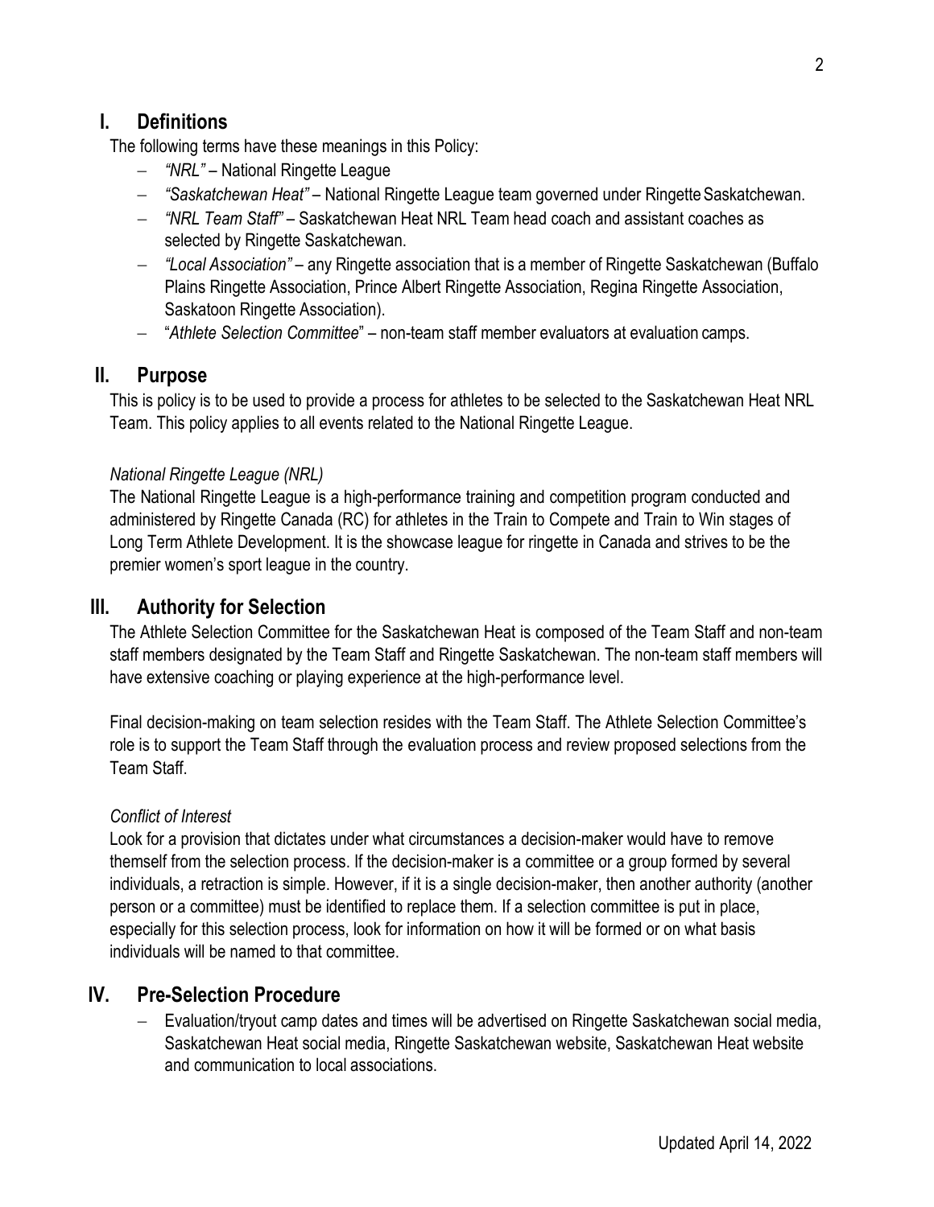## I. Definitions

The following terms have these meanings in this Policy:

- *"NRL"* – National Ringette League
- *"Saskatchewan Heat"* – National Ringette League team governed under Ringette Saskatchewan.
- *"NRL Team Staff"* – Saskatchewan Heat NRL Team head coach and assistant coaches as selected by Ringette Saskatchewan.
- *"Local Association"* – any Ringette association that is a member of Ringette Saskatchewan (Buffalo Plains Ringette Association, Prince Albert Ringette Association, Regina Ringette Association, Saskatoon Ringette Association).
- "*Athlete Selection Committee*" – non-team staff member evaluators at evaluation camps.

## II. Purpose

This is policy is to be used to provide a process for athletes to be selected to the Saskatchewan Heat NRL Team. This policy applies to all events related to the National Ringette League.

*National Ringette League (NRL)*

The National Ringette League is a high-performance training and competition program conducted and administered by Ringette Canada (RC) for athletes in the Train to Compete and Train to Win stages of Long Term Athlete Development. It is the showcase league for ringette in Canada and strives to be the premier women's sport league in the country.

## III. Authority for Selection

The Athlete Selection Committee for the Saskatchewan Heat is composed of the Team Staff and non-team staff members designated by the Team Staff and Ringette Saskatchewan. The non-team staff members will have extensive coaching or playing experience at the high-performance level.

Final decision-making on team selection resides with the Team Staff. The Athlete Selection Committee's role is to support the Team Staff through the evaluation process and review proposed selections from the Team Staff.

*Conflict of Interest*

Look for a provision that dictates under what circumstances a decision-maker would have to remove themself from the selection process. If the decision-maker is a committee or a group formed by several individuals, a retraction is simple. However, if it is a single decision-maker, then another authority (another person or a committee) must be identified to replace them. If a selection committee is put in place, especially for this selection process, look for information on how it will be formed or on what basis individuals will be named to that committee.

## IV. Pre-Selection Procedure

- Evaluation/tryout camp dates and times will be advertised on Ringette Saskatchewan social media, Saskatchewan Heat social media, Ringette Saskatchewan website, Saskatchewan Heat website and communication to local associations.

Updated April 14, 2022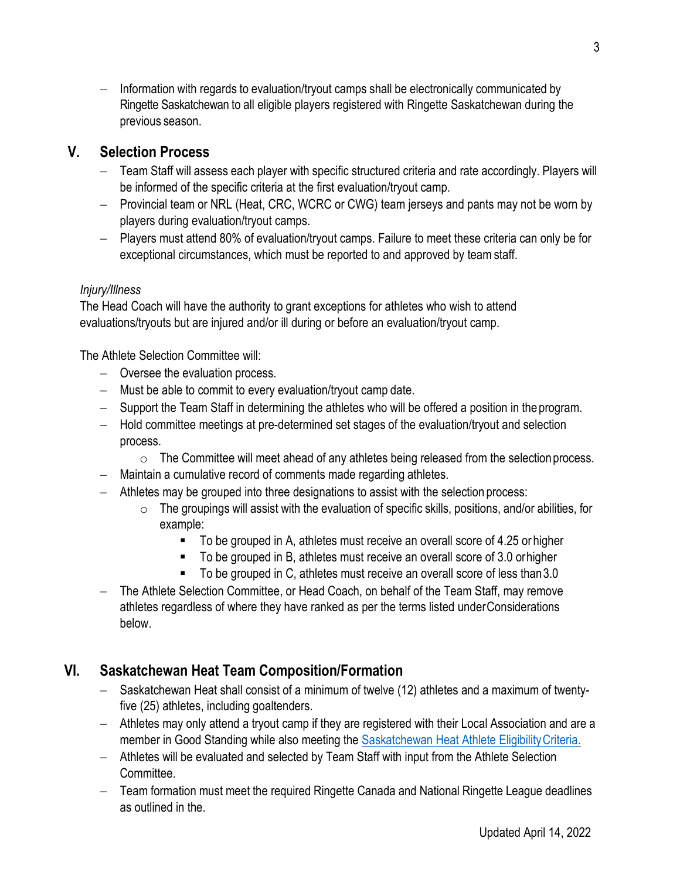- Information with regards to evaluation/tryout camps shall be electronically communicated by Ringette Saskatchewan to all eligible players registered with Ringette Saskatchewan during the previous season.

## V. Selection Process

- Team Staff will assess each player with specific structured criteria and rate accordingly. Players will be informed of the specific criteria at the first evaluation/tryout camp.
- Provincial team or NRL (Heat, CRC, WCRC or CWG) team jerseys and pants may not be worn by players during evaluation/tryout camps.
- Players must attend 80% of evaluation/tryout camps. Failure to meet these criteria can only be for exceptional circumstances, which must be reported to and approved by team staff.

*Injury/Illness*

The Head Coach will have the authority to grant exceptions for athletes who wish to attend evaluations/tryouts but are injured and/or ill during or before an evaluation/tryout camp.

The Athlete Selection Committee will:

- Oversee the evaluation process.
- Must be able to commit to every evaluation/tryout camp date.
- Support the Team Staff in determining the athletes who will be offered a position in the program.
- Hold committee meetings at pre-determined set stages of the evaluation/tryout and selection process.
  - The Committee will meet ahead of any athletes being released from the selection process.
- Maintain a cumulative record of comments made regarding athletes.
- Athletes may be grouped into three designations to assist with the selection process:
  - The groupings will assist with the evaluation of specific skills, positions, and/or abilities, for example:
    - To be grouped in A, athletes must receive an overall score of 4.25 or higher
    - To be grouped in B, athletes must receive an overall score of 3.0 or higher
    - To be grouped in C, athletes must receive an overall score of less than 3.0
- The Athlete Selection Committee, or Head Coach, on behalf of the Team Staff, may remove athletes regardless of where they have ranked as per the terms listed under Considerations below.

## VI. Saskatchewan Heat Team Composition/Formation

- Saskatchewan Heat shall consist of a minimum of twelve (12) athletes and a maximum of twenty-five (25) athletes, including goaltenders.
- Athletes may only attend a tryout camp if they are registered with their Local Association and are a member in Good Standing while also meeting the Saskatchewan Heat Athlete Eligibility Criteria.
- Athletes will be evaluated and selected by Team Staff with input from the Athlete Selection Committee.
- Team formation must meet the required Ringette Canada and National Ringette League deadlines as outlined in the.

Updated April 14, 2022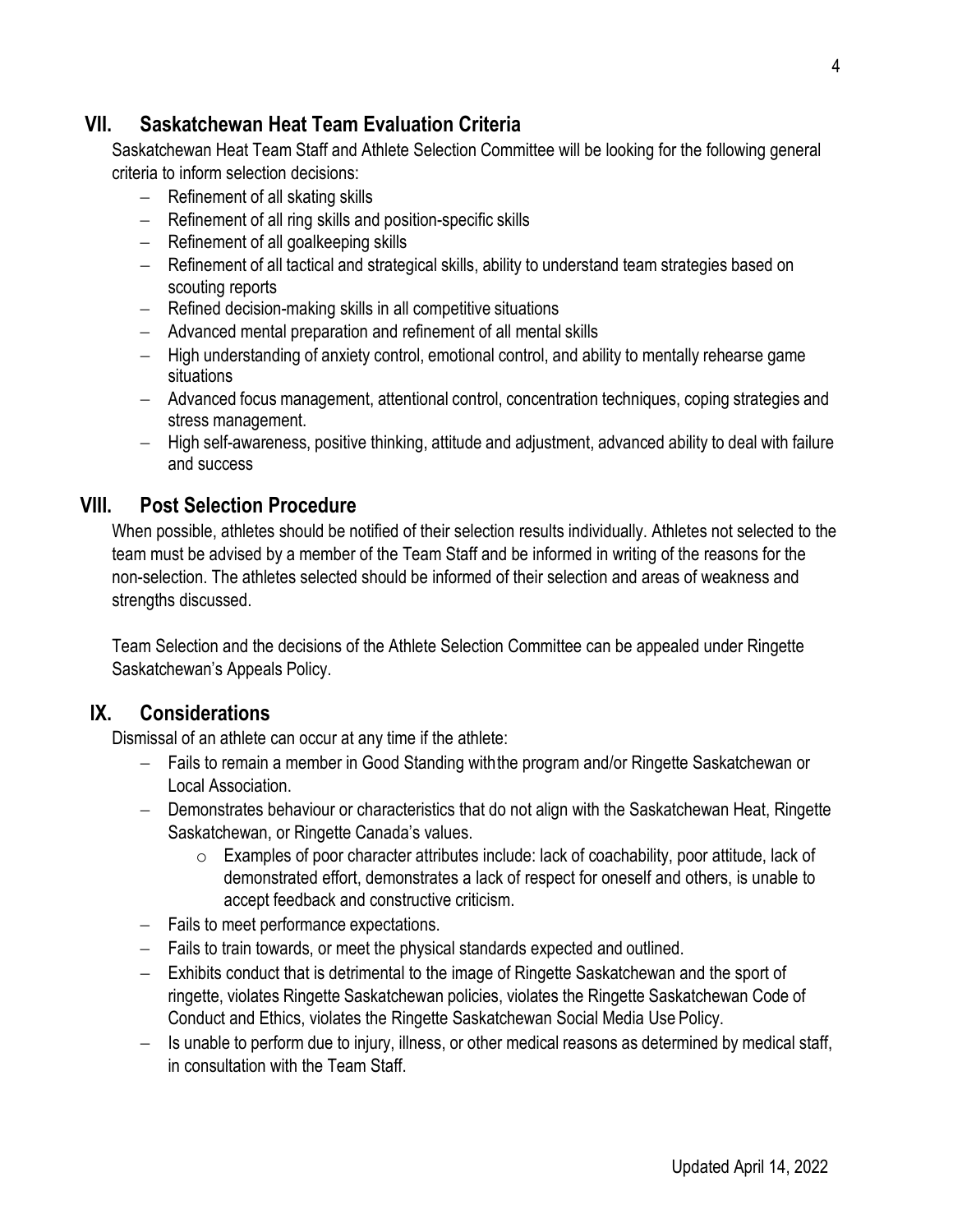## VII. Saskatchewan Heat Team Evaluation Criteria

Saskatchewan Heat Team Staff and Athlete Selection Committee will be looking for the following general criteria to inform selection decisions:

- Refinement of all skating skills
- Refinement of all ring skills and position-specific skills
- Refinement of all goalkeeping skills
- Refinement of all tactical and strategical skills, ability to understand team strategies based on scouting reports
- Refined decision-making skills in all competitive situations
- Advanced mental preparation and refinement of all mental skills
- High understanding of anxiety control, emotional control, and ability to mentally rehearse game situations
- Advanced focus management, attentional control, concentration techniques, coping strategies and stress management.
- High self-awareness, positive thinking, attitude and adjustment, advanced ability to deal with failure and success

## VIII. Post Selection Procedure

When possible, athletes should be notified of their selection results individually. Athletes not selected to the team must be advised by a member of the Team Staff and be informed in writing of the reasons for the non-selection. The athletes selected should be informed of their selection and areas of weakness and strengths discussed.

Team Selection and the decisions of the Athlete Selection Committee can be appealed under Ringette Saskatchewan's Appeals Policy.

## IX. Considerations

Dismissal of an athlete can occur at any time if the athlete:

- Fails to remain a member in Good Standing with the program and/or Ringette Saskatchewan or Local Association.
- Demonstrates behaviour or characteristics that do not align with the Saskatchewan Heat, Ringette Saskatchewan, or Ringette Canada's values.
  - Examples of poor character attributes include: lack of coachability, poor attitude, lack of demonstrated effort, demonstrates a lack of respect for oneself and others, is unable to accept feedback and constructive criticism.
- Fails to meet performance expectations.
- Fails to train towards, or meet the physical standards expected and outlined.
- Exhibits conduct that is detrimental to the image of Ringette Saskatchewan and the sport of ringette, violates Ringette Saskatchewan policies, violates the Ringette Saskatchewan Code of Conduct and Ethics, violates the Ringette Saskatchewan Social Media Use Policy.
- Is unable to perform due to injury, illness, or other medical reasons as determined by medical staff, in consultation with the Team Staff.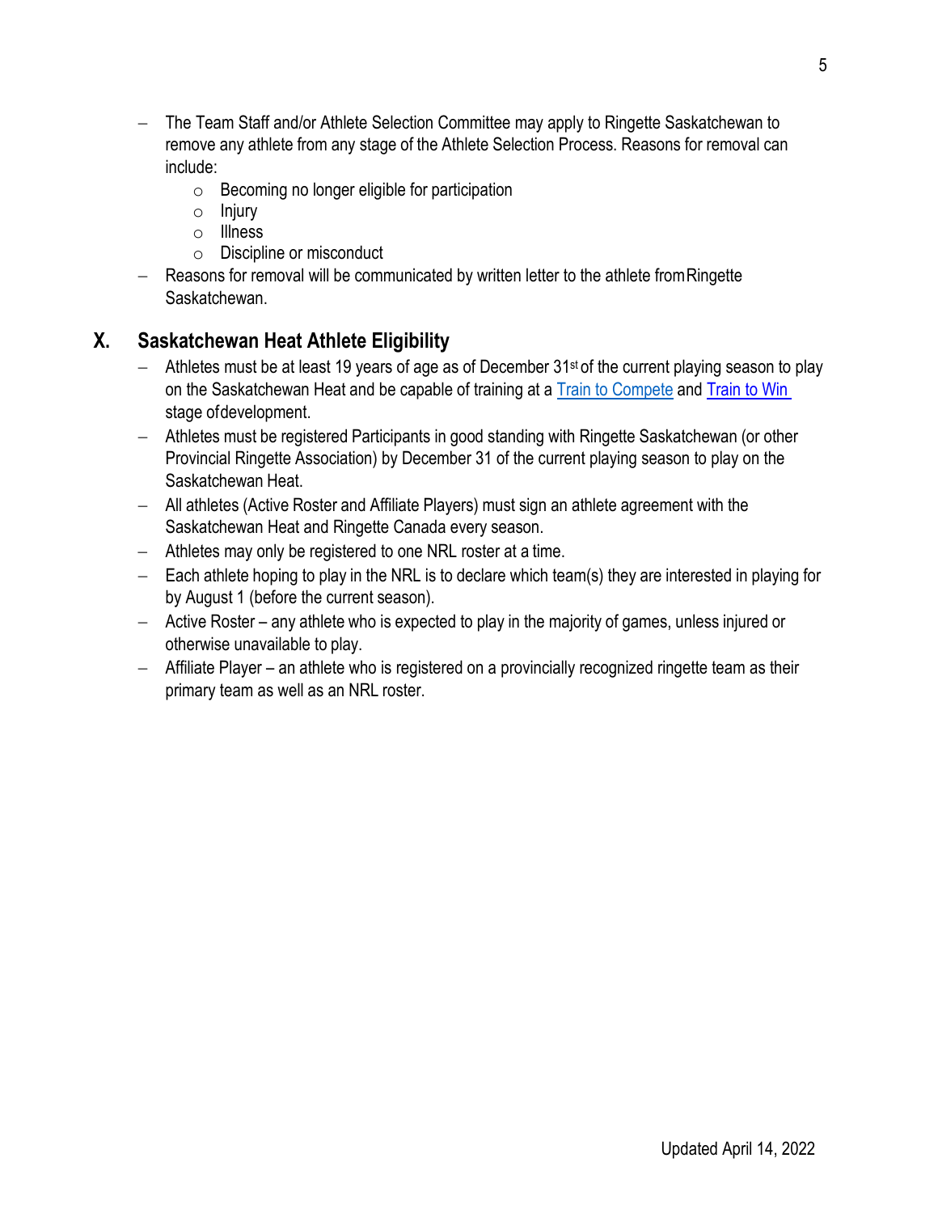- The Team Staff and/or Athlete Selection Committee may apply to Ringette Saskatchewan to remove any athlete from any stage of the Athlete Selection Process. Reasons for removal can include:
  - Becoming no longer eligible for participation
  - Injury
  - Illness
  - Discipline or misconduct
- Reasons for removal will be communicated by written letter to the athlete from Ringette Saskatchewan.

## X. Saskatchewan Heat Athlete Eligibility

- Athletes must be at least 19 years of age as of December 31st of the current playing season to play on the Saskatchewan Heat and be capable of training at a Train to Compete and Train to Win stage of development.
- Athletes must be registered Participants in good standing with Ringette Saskatchewan (or other Provincial Ringette Association) by December 31 of the current playing season to play on the Saskatchewan Heat.
- All athletes (Active Roster and Affiliate Players) must sign an athlete agreement with the Saskatchewan Heat and Ringette Canada every season.
- Athletes may only be registered to one NRL roster at a time.
- Each athlete hoping to play in the NRL is to declare which team(s) they are interested in playing for by August 1 (before the current season).
- Active Roster – any athlete who is expected to play in the majority of games, unless injured or otherwise unavailable to play.
- Affiliate Player – an athlete who is registered on a provincially recognized ringette team as their primary team as well as an NRL roster.

Updated April 14, 2022